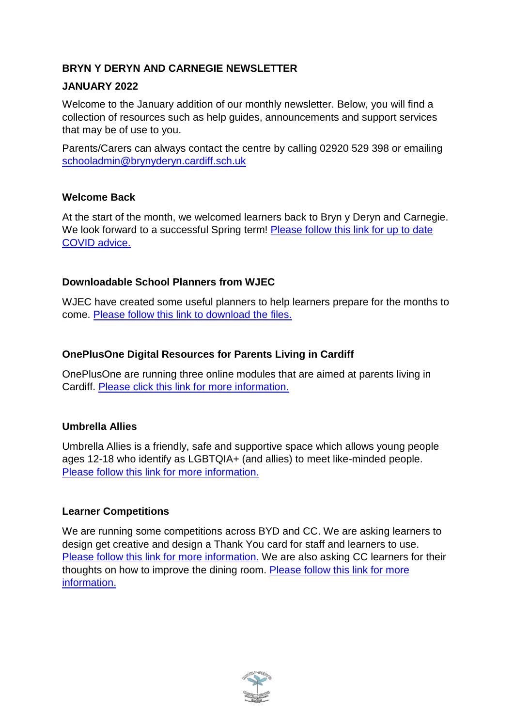**BRYN Y DERYN AND CARNEGIE NEWSLETTER**

**JANUARY 2022**

Welcome to the January addition of our monthly newsletter. Below, you will find a collection of resources such as help guides, announcements and support services that may be of use to you.

Parents/Carers can always contact the centre by calling 02920 529 398 or emailing schooladmin@brynyderyn.cardiff.sch.uk

**Welcome Back**

At the start of the month, we welcomed learners back to Bryn y Deryn and Carnegie. We look forward to a successful Spring term! Please follow this link for up to date COVID advice.

**Downloadable School Planners from WJEC**

WJEC have created some useful planners to help learners prepare for the months to come. Please follow this link to download the files.

**OnePlusOne Digital Resources for Parents Living in Cardiff**

OnePlusOne are running three online modules that are aimed at parents living in Cardiff. Please click this link for more information.

**Umbrella Allies**

Umbrella Allies is a friendly, safe and supportive space which allows young people ages 12-18 who identify as LGBTQIA+ (and allies) to meet like-minded people. Please follow this link for more information.

**Learner Competitions**

We are running some competitions across BYD and CC. We are asking learners to design get creative and design a Thank You card for staff and learners to use. Please follow this link for more information. We are also asking CC learners for their thoughts on how to improve the dining room. Please follow this link for more information.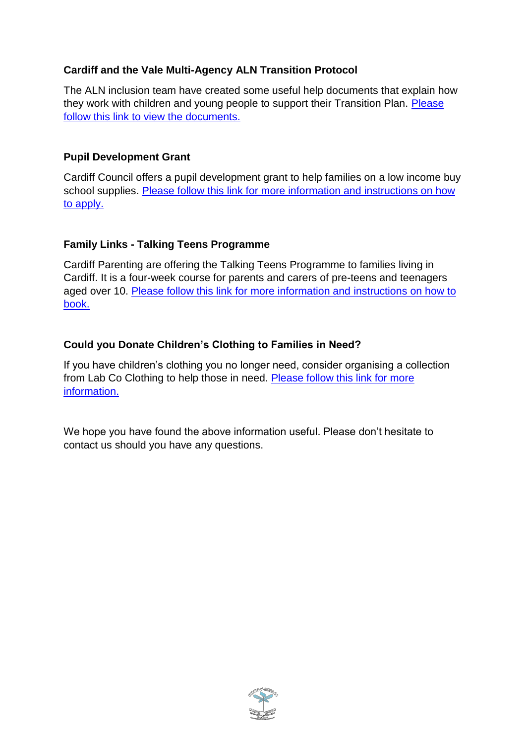### Cardiff and the Vale Multi-Agency ALN Transition Protocol

The ALN inclusion team have created some useful help documents that explain how they work with children and young people to support their Transition Plan. Please follow this link to view the documents.

### Pupil Development Grant

Cardiff Council offers a pupil development grant to help families on a low income buy school supplies. Please follow this link for more information and instructions on how to apply.

### Family Links - Talking Teens Programme

Cardiff Parenting are offering the Talking Teens Programme to families living in Cardiff. It is a four-week course for parents and carers of pre-teens and teenagers aged over 10. Please follow this link for more information and instructions on how to book.

### Could you Donate Children's Clothing to Families in Need?

If you have children's clothing you no longer need, consider organising a collection from Lab Co Clothing to help those in need. Please follow this link for more information.

We hope you have found the above information useful. Please don't hesitate to contact us should you have any questions.